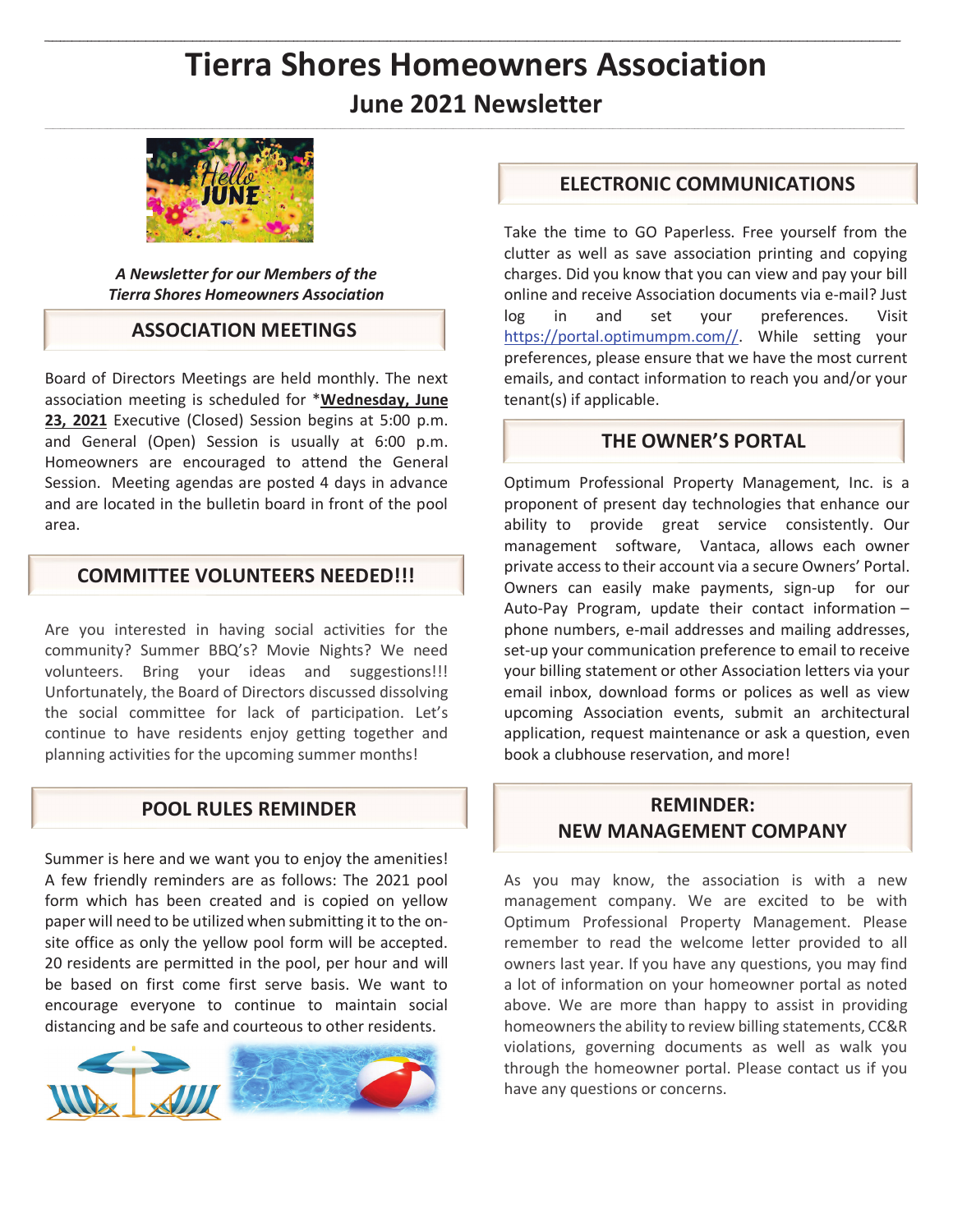# Tierra Shores Homeowners Association

## June 2021 Newsletter

***A Newsletter for our Members of the Tierra Shores Homeowners Association***

## ASSOCIATION MEETINGS

Board of Directors Meetings are held monthly. The next association meeting is scheduled for ***Wednesday, June 23, 2021** Executive (Closed) Session begins at 5:00 p.m. and General (Open) Session is usually at 6:00 p.m. Homeowners are encouraged to attend the General Session. Meeting agendas are posted 4 days in advance and are located in the bulletin board in front of the pool area.

## COMMITTEE VOLUNTEERS NEEDED!!!

Are you interested in having social activities for the community? Summer BBQ's? Movie Nights? We need volunteers. Bring your ideas and suggestions!!! Unfortunately, the Board of Directors discussed dissolving the social committee for lack of participation. Let's continue to have residents enjoy getting together and planning activities for the upcoming summer months!

## POOL RULES REMINDER

Summer is here and we want you to enjoy the amenities! A few friendly reminders are as follows: The 2021 pool form which has been created and is copied on yellow paper will need to be utilized when submitting it to the on-site office as only the yellow pool form will be accepted. 20 residents are permitted in the pool, per hour and will be based on first come first serve basis. We want to encourage everyone to continue to maintain social distancing and be safe and courteous to other residents.

## ELECTRONIC COMMUNICATIONS

Take the time to GO Paperless. Free yourself from the clutter as well as save association printing and copying charges. Did you know that you can view and pay your bill online and receive Association documents via e-mail? Just log in and set your preferences. Visit https://portal.optimumpm.com//. While setting your preferences, please ensure that we have the most current emails, and contact information to reach you and/or your tenant(s) if applicable.

## THE OWNER'S PORTAL

Optimum Professional Property Management, Inc. is a proponent of present day technologies that enhance our ability to provide great service consistently. Our management software, Vantaca, allows each owner private access to their account via a secure Owners' Portal. Owners can easily make payments, sign-up for our Auto-Pay Program, update their contact information – phone numbers, e-mail addresses and mailing addresses, set-up your communication preference to email to receive your billing statement or other Association letters via your email inbox, download forms or polices as well as view upcoming Association events, submit an architectural application, request maintenance or ask a question, even book a clubhouse reservation, and more!

## REMINDER: NEW MANAGEMENT COMPANY

As you may know, the association is with a new management company. We are excited to be with Optimum Professional Property Management. Please remember to read the welcome letter provided to all owners last year. If you have any questions, you may find a lot of information on your homeowner portal as noted above. We are more than happy to assist in providing homeowners the ability to review billing statements, CC&R violations, governing documents as well as walk you through the homeowner portal. Please contact us if you have any questions or concerns.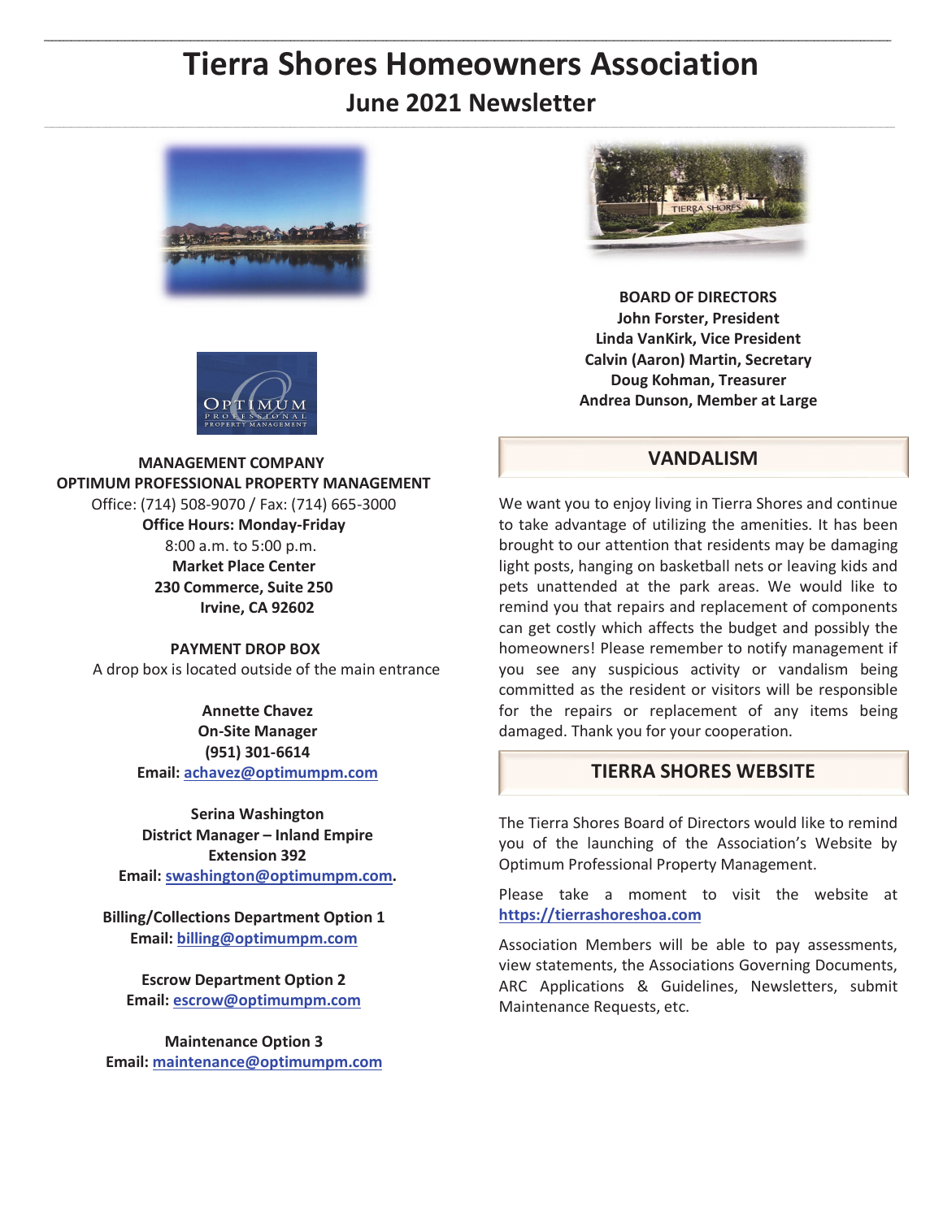# Tierra Shores Homeowners Association

## June 2021 Newsletter

**MANAGEMENT COMPANY**
**OPTIMUM PROFESSIONAL PROPERTY MANAGEMENT**
Office: (714) 508-9070 / Fax: (714) 665-3000
**Office Hours: Monday-Friday**
8:00 a.m. to 5:00 p.m.
**Market Place Center**
**230 Commerce, Suite 250**
**Irvine, CA 92602**

**PAYMENT DROP BOX**
A drop box is located outside of the main entrance

**Annette Chavez**
**On-Site Manager**
**(951) 301-6614**
**Email: achavez@optimumpm.com**

**Serina Washington**
**District Manager – Inland Empire**
**Extension 392**
**Email: swashington@optimumpm.com.**

**Billing/Collections Department Option 1**
**Email: billing@optimumpm.com**

**Escrow Department Option 2**
**Email: escrow@optimumpm.com**

**Maintenance Option 3**
**Email: maintenance@optimumpm.com**

**BOARD OF DIRECTORS**
**John Forster, President**
**Linda VanKirk, Vice President**
**Calvin (Aaron) Martin, Secretary**
**Doug Kohman, Treasurer**
**Andrea Dunson, Member at Large**

### VANDALISM

We want you to enjoy living in Tierra Shores and continue to take advantage of utilizing the amenities. It has been brought to our attention that residents may be damaging light posts, hanging on basketball nets or leaving kids and pets unattended at the park areas. We would like to remind you that repairs and replacement of components can get costly which affects the budget and possibly the homeowners! Please remember to notify management if you see any suspicious activity or vandalism being committed as the resident or visitors will be responsible for the repairs or replacement of any items being damaged. Thank you for your cooperation.

### TIERRA SHORES WEBSITE

The Tierra Shores Board of Directors would like to remind you of the launching of the Association's Website by Optimum Professional Property Management.

Please take a moment to visit the website at **https://tierrashoreshoa.com**

Association Members will be able to pay assessments, view statements, the Associations Governing Documents, ARC Applications & Guidelines, Newsletters, submit Maintenance Requests, etc.